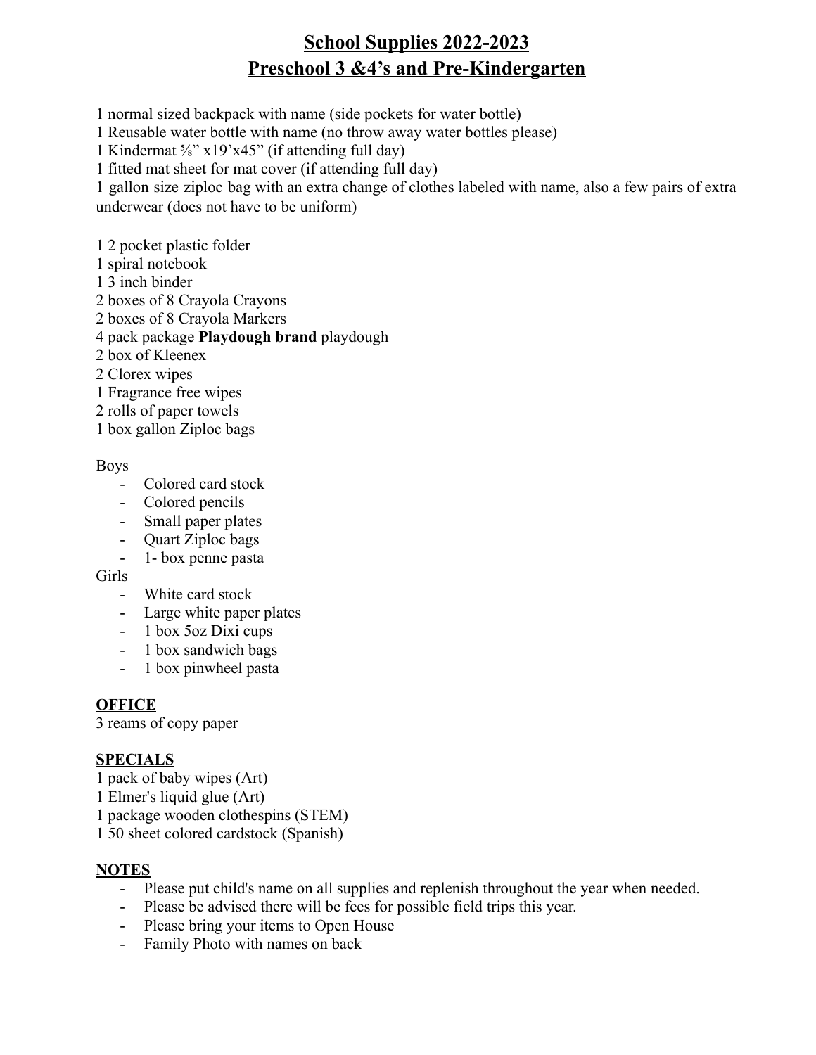# School Supplies 2022-2023
# Preschool 3 &4's and Pre-Kindergarten

1 normal sized backpack with name (side pockets for water bottle)
1 Reusable water bottle with name (no throw away water bottles please)
1 Kindermat ⅝" x19'x45" (if attending full day)
1 fitted mat sheet for mat cover (if attending full day)
1 gallon size ziploc bag with an extra change of clothes labeled with name, also a few pairs of extra underwear (does not have to be uniform)

1 2 pocket plastic folder
1 spiral notebook
1 3 inch binder
2 boxes of 8 Crayola Crayons
2 boxes of 8 Crayola Markers
4 pack package **Playdough brand** playdough
2 box of Kleenex
2 Clorex wipes
1 Fragrance free wipes
2 rolls of paper towels
1 box gallon Ziploc bags

Boys

- Colored card stock
- Colored pencils
- Small paper plates
- Quart Ziploc bags
- 1- box penne pasta

Girls

- White card stock
- Large white paper plates
- 1 box 5oz Dixi cups
- 1 box sandwich bags
- 1 box pinwheel pasta

## OFFICE

3 reams of copy paper

## SPECIALS

1 pack of baby wipes (Art)
1 Elmer's liquid glue (Art)
1 package wooden clothespins (STEM)
1 50 sheet colored cardstock (Spanish)

## NOTES

- Please put child's name on all supplies and replenish throughout the year when needed.
- Please be advised there will be fees for possible field trips this year.
- Please bring your items to Open House
- Family Photo with names on back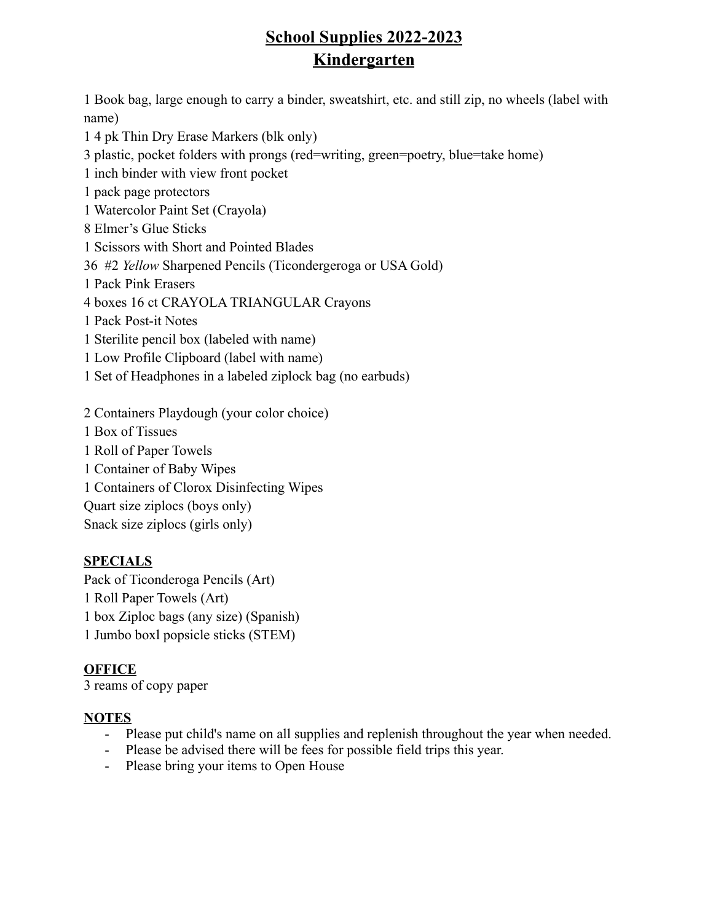# School Supplies 2022-2023

## Kindergarten

1 Book bag, large enough to carry a binder, sweatshirt, etc. and still zip, no wheels (label with name)
1 4 pk Thin Dry Erase Markers (blk only)
3 plastic, pocket folders with prongs (red=writing, green=poetry, blue=take home)
1 inch binder with view front pocket
1 pack page protectors
1 Watercolor Paint Set (Crayola)
8 Elmer's Glue Sticks
1 Scissors with Short and Pointed Blades
36 #2 *Yellow* Sharpened Pencils (Ticondergeroga or USA Gold)
1 Pack Pink Erasers
4 boxes 16 ct CRAYOLA TRIANGULAR Crayons
1 Pack Post-it Notes
1 Sterilite pencil box (labeled with name)
1 Low Profile Clipboard (label with name)
1 Set of Headphones in a labeled ziplock bag (no earbuds)

2 Containers Playdough (your color choice)
1 Box of Tissues
1 Roll of Paper Towels
1 Container of Baby Wipes
1 Containers of Clorox Disinfecting Wipes
Quart size ziplocs (boys only)
Snack size ziplocs (girls only)

**SPECIALS**

Pack of Ticonderoga Pencils (Art)
1 Roll Paper Towels (Art)
1 box Ziploc bags (any size) (Spanish)
1 Jumbo boxl popsicle sticks (STEM)

**OFFICE**

3 reams of copy paper

**NOTES**

- Please put child's name on all supplies and replenish throughout the year when needed.
- Please be advised there will be fees for possible field trips this year.
- Please bring your items to Open House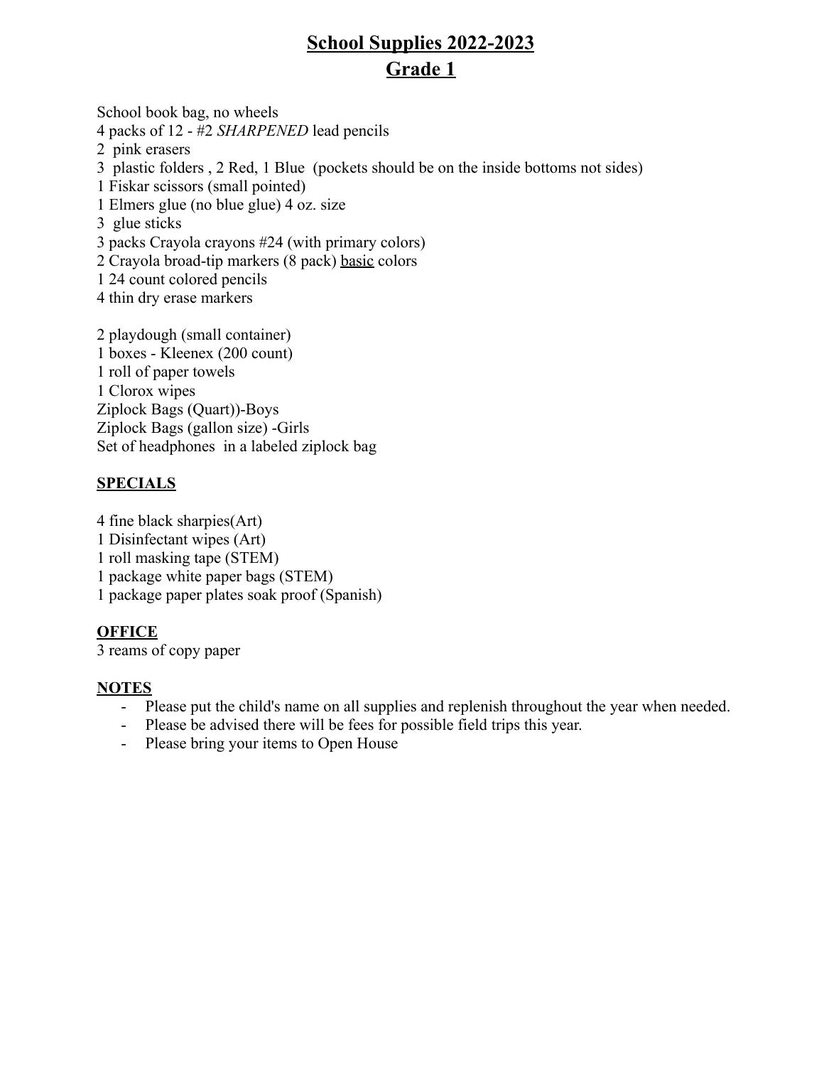# **School Supplies 2022-2023**
## **Grade 1**

School book bag, no wheels
4 packs of 12 - #2 *SHARPENED* lead pencils
2 pink erasers
3 plastic folders , 2 Red, 1 Blue (pockets should be on the inside bottoms not sides)
1 Fiskar scissors (small pointed)
1 Elmers glue (no blue glue) 4 oz. size
3 glue sticks
3 packs Crayola crayons #24 (with primary colors)
2 Crayola broad-tip markers (8 pack) basic colors
1 24 count colored pencils
4 thin dry erase markers

2 playdough (small container)
1 boxes - Kleenex (200 count)
1 roll of paper towels
1 Clorox wipes
Ziplock Bags (Quart))-Boys
Ziplock Bags (gallon size) -Girls
Set of headphones in a labeled ziplock bag

**SPECIALS**

4 fine black sharpies(Art)
1 Disinfectant wipes (Art)
1 roll masking tape (STEM)
1 package white paper bags (STEM)
1 package paper plates soak proof (Spanish)

**OFFICE**

3 reams of copy paper

**NOTES**

- Please put the child's name on all supplies and replenish throughout the year when needed.
- Please be advised there will be fees for possible field trips this year.
- Please bring your items to Open House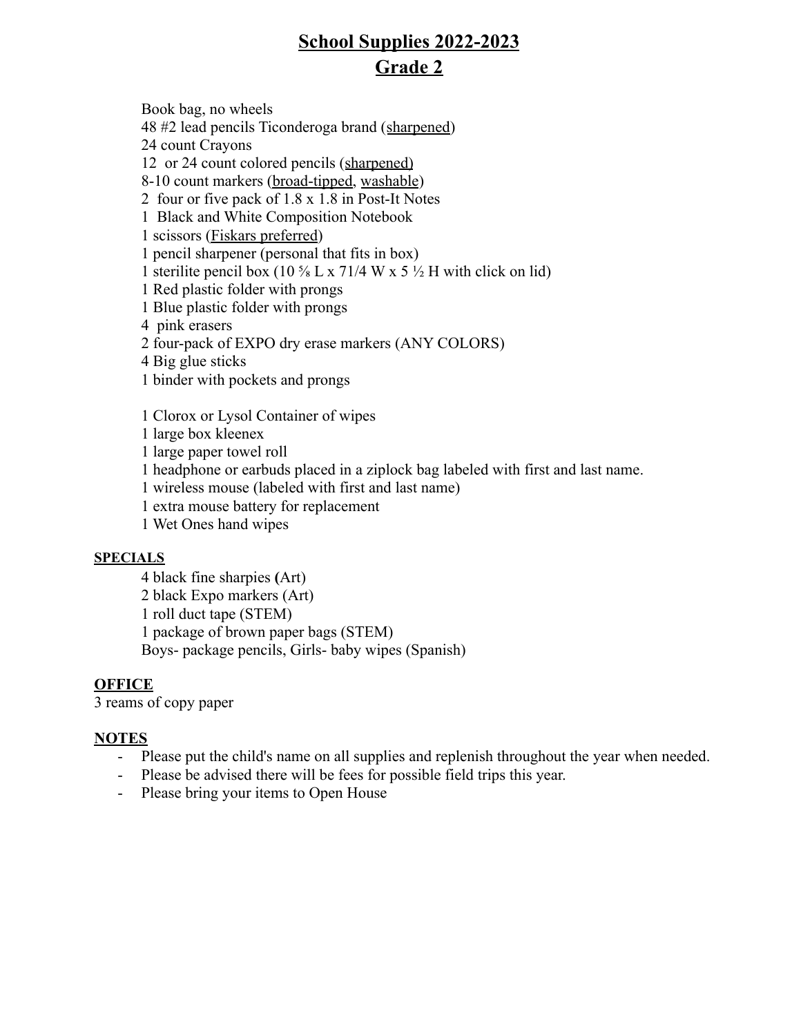# School Supplies 2022-2023

## Grade 2

Book bag, no wheels
48 #2 lead pencils Ticonderoga brand (sharpened)
24 count Crayons
12 or 24 count colored pencils (sharpened)
8-10 count markers (broad-tipped, washable)
2 four or five pack of 1.8 x 1.8 in Post-It Notes
1 Black and White Composition Notebook
1 scissors (Fiskars preferred)
1 pencil sharpener (personal that fits in box)
1 sterilite pencil box (10 ⅝ L x 71/4 W x 5 ½ H with click on lid)
1 Red plastic folder with prongs
1 Blue plastic folder with prongs
4 pink erasers
2 four-pack of EXPO dry erase markers (ANY COLORS)
4 Big glue sticks
1 binder with pockets and prongs

1 Clorox or Lysol Container of wipes
1 large box kleenex
1 large paper towel roll
1 headphone or earbuds placed in a ziplock bag labeled with first and last name.
1 wireless mouse (labeled with first and last name)
1 extra mouse battery for replacement
1 Wet Ones hand wipes

**SPECIALS**

4 black fine sharpies **(**Art)
2 black Expo markers (Art)
1 roll duct tape (STEM)
1 package of brown paper bags (STEM)
Boys- package pencils, Girls- baby wipes (Spanish)

**OFFICE**

3 reams of copy paper

**NOTES**

- Please put the child's name on all supplies and replenish throughout the year when needed.
- Please be advised there will be fees for possible field trips this year.
- Please bring your items to Open House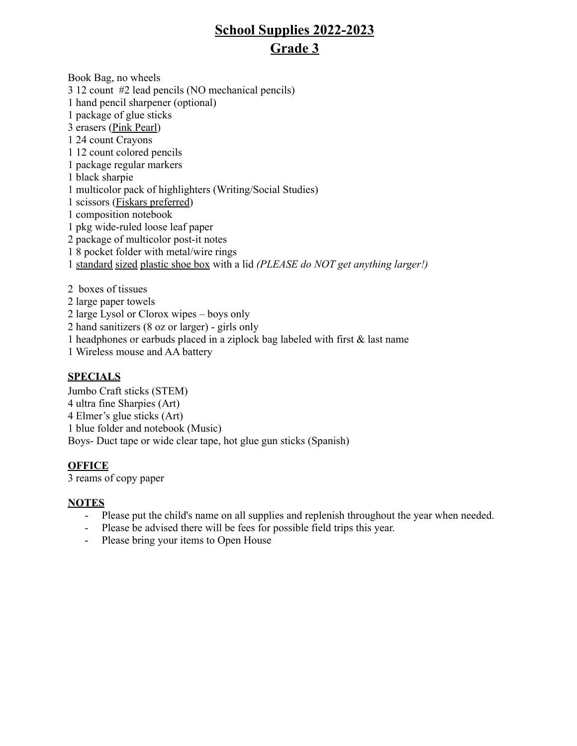# School Supplies 2022-2023
# Grade 3

Book Bag, no wheels
3 12 count #2 lead pencils (NO mechanical pencils)
1 hand pencil sharpener (optional)
1 package of glue sticks
3 erasers (Pink Pearl)
1 24 count Crayons
1 12 count colored pencils
1 package regular markers
1 black sharpie
1 multicolor pack of highlighters (Writing/Social Studies)
1 scissors (Fiskars preferred)
1 composition notebook
1 pkg wide-ruled loose leaf paper
2 package of multicolor post-it notes
1 8 pocket folder with metal/wire rings
1 standard sized plastic shoe box with a lid *(PLEASE do NOT get anything larger!)*

2 boxes of tissues
2 large paper towels
2 large Lysol or Clorox wipes – boys only
2 hand sanitizers (8 oz or larger) - girls only
1 headphones or earbuds placed in a ziplock bag labeled with first & last name
1 Wireless mouse and AA battery

**SPECIALS**

Jumbo Craft sticks (STEM)
4 ultra fine Sharpies (Art)
4 Elmer's glue sticks (Art)
1 blue folder and notebook (Music)
Boys- Duct tape or wide clear tape, hot glue gun sticks (Spanish)

**OFFICE**

3 reams of copy paper

**NOTES**

- Please put the child's name on all supplies and replenish throughout the year when needed.
- Please be advised there will be fees for possible field trips this year.
- Please bring your items to Open House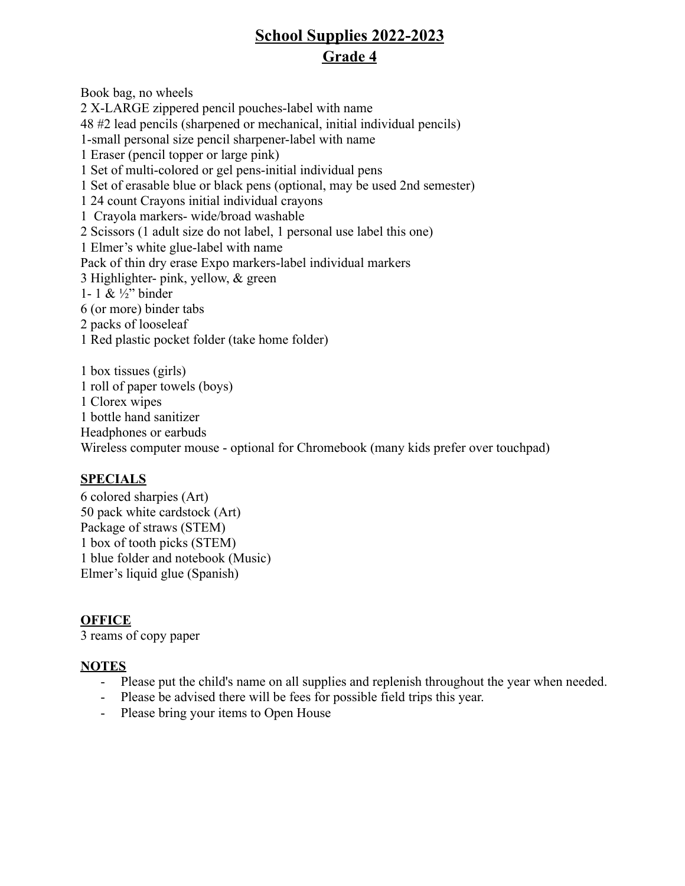# School Supplies 2022-2023

## Grade 4

Book bag, no wheels
2 X-LARGE zippered pencil pouches-label with name
48 #2 lead pencils (sharpened or mechanical, initial individual pencils)
1-small personal size pencil sharpener-label with name
1 Eraser (pencil topper or large pink)
1 Set of multi-colored or gel pens-initial individual pens
1 Set of erasable blue or black pens (optional, may be used 2nd semester)
1 24 count Crayons initial individual crayons
1 Crayola markers- wide/broad washable
2 Scissors (1 adult size do not label, 1 personal use label this one)
1 Elmer's white glue-label with name
Pack of thin dry erase Expo markers-label individual markers
3 Highlighter- pink, yellow, & green
1- 1 & ½" binder
6 (or more) binder tabs
2 packs of looseleaf
1 Red plastic pocket folder (take home folder)

1 box tissues (girls)
1 roll of paper towels (boys)
1 Clorex wipes
1 bottle hand sanitizer
Headphones or earbuds
Wireless computer mouse - optional for Chromebook (many kids prefer over touchpad)

**SPECIALS**

6 colored sharpies (Art)
50 pack white cardstock (Art)
Package of straws (STEM)
1 box of tooth picks (STEM)
1 blue folder and notebook (Music)
Elmer's liquid glue (Spanish)

**OFFICE**

3 reams of copy paper

**NOTES**

- Please put the child's name on all supplies and replenish throughout the year when needed.
- Please be advised there will be fees for possible field trips this year.
- Please bring your items to Open House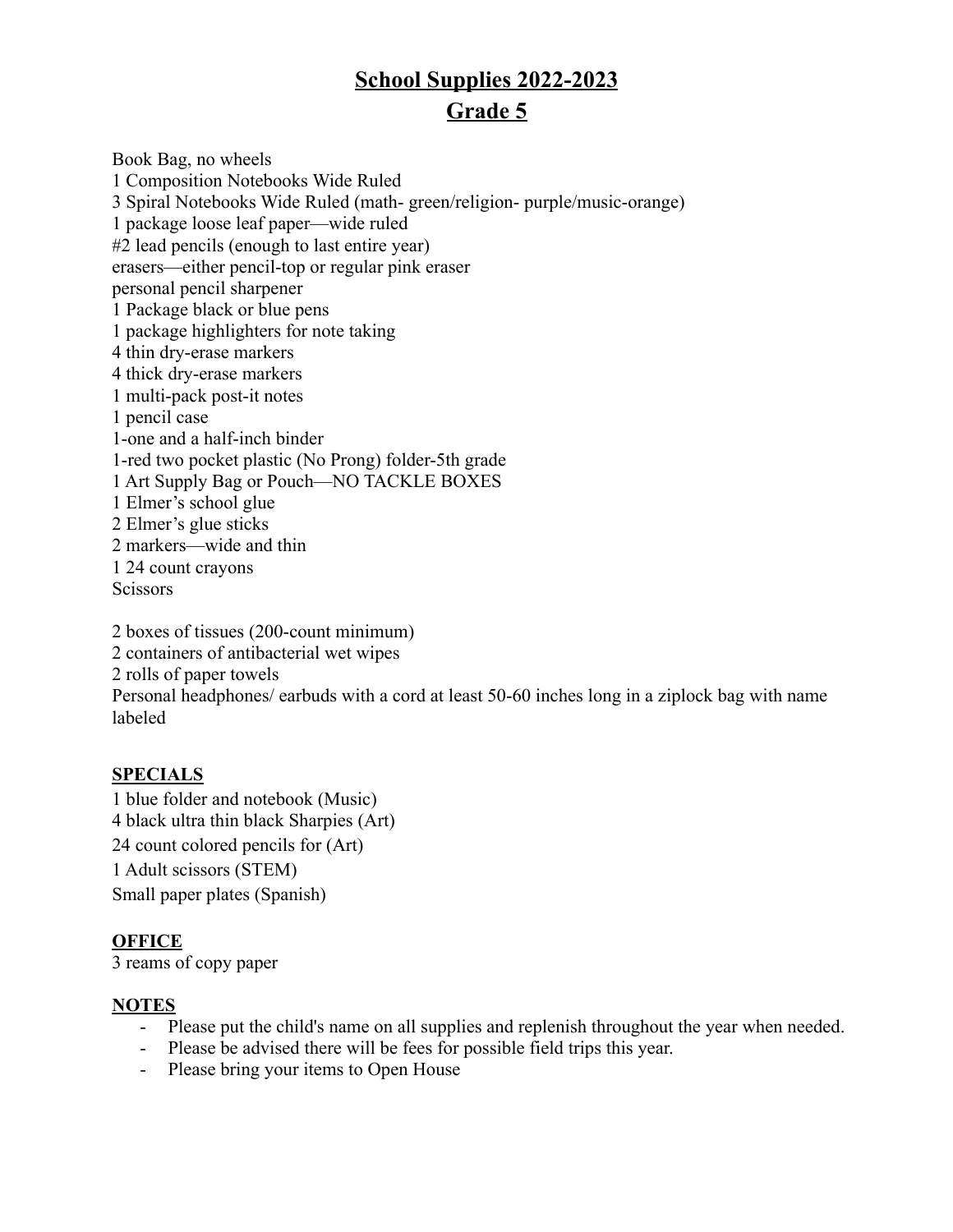# School Supplies 2022-2023
# Grade 5

Book Bag, no wheels
1 Composition Notebooks Wide Ruled
3 Spiral Notebooks Wide Ruled (math- green/religion- purple/music-orange)
1 package loose leaf paper—wide ruled
#2 lead pencils (enough to last entire year)
erasers—either pencil-top or regular pink eraser
personal pencil sharpener
1 Package black or blue pens
1 package highlighters for note taking
4 thin dry-erase markers
4 thick dry-erase markers
1 multi-pack post-it notes
1 pencil case
1-one and a half-inch binder
1-red two pocket plastic (No Prong) folder-5th grade
1 Art Supply Bag or Pouch—NO TACKLE BOXES
1 Elmer's school glue
2 Elmer's glue sticks
2 markers—wide and thin
1 24 count crayons
Scissors

2 boxes of tissues (200-count minimum)
2 containers of antibacterial wet wipes
2 rolls of paper towels
Personal headphones/ earbuds with a cord at least 50-60 inches long in a ziplock bag with name labeled

**SPECIALS**

1 blue folder and notebook (Music)
4 black ultra thin black Sharpies (Art)
24 count colored pencils for (Art)
1 Adult scissors (STEM)
Small paper plates (Spanish)

**OFFICE**

3 reams of copy paper

**NOTES**

- Please put the child's name on all supplies and replenish throughout the year when needed.
- Please be advised there will be fees for possible field trips this year.
- Please bring your items to Open House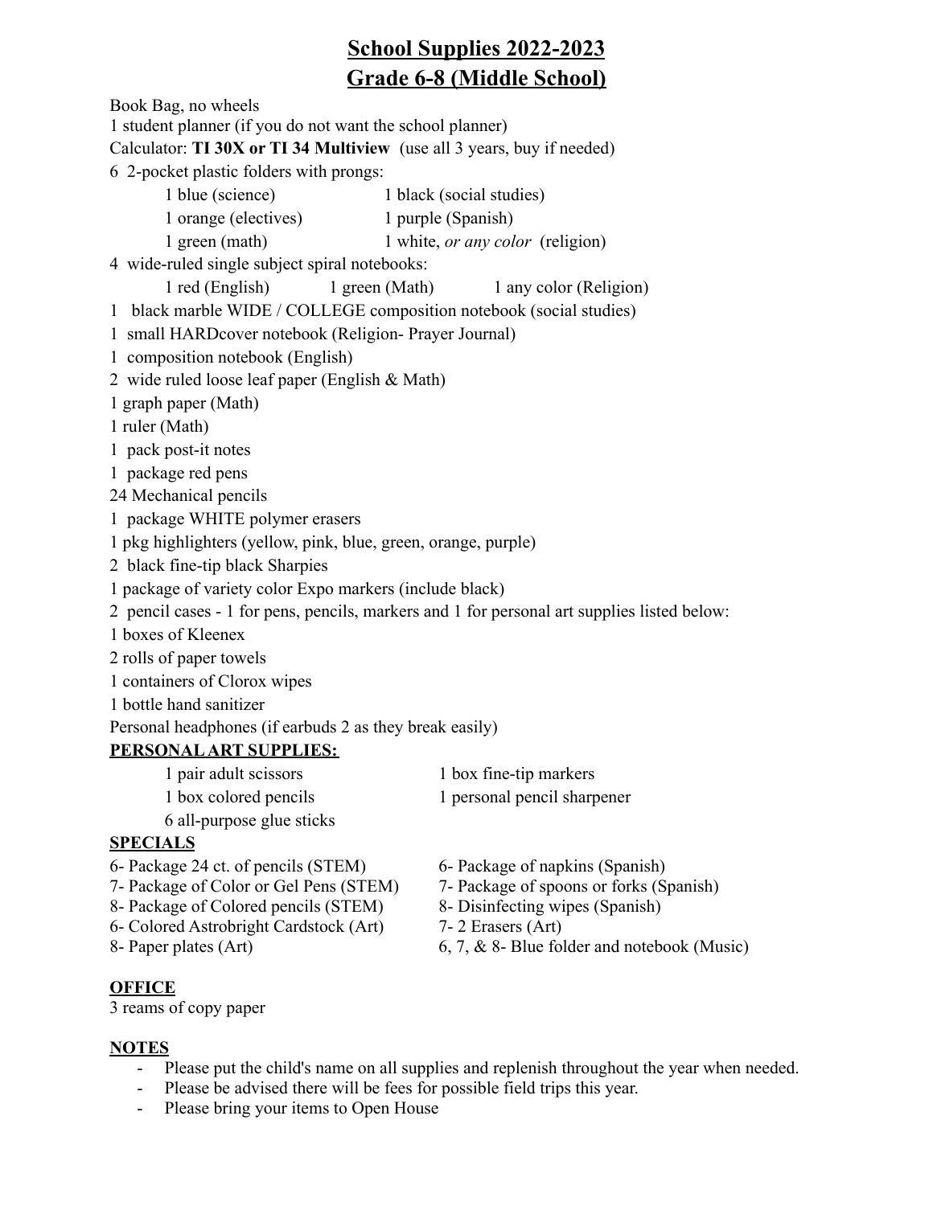# School Supplies 2022-2023
# Grade 6-8 (Middle School)

Book Bag, no wheels

1 student planner (if you do not want the school planner)

Calculator: **TI 30X or TI 34 Multiview** (use all 3 years, buy if needed)

6 2-pocket plastic folders with prongs:

- 1 blue (science)
- 1 black (social studies)
- 1 orange (electives)
- 1 purple (Spanish)
- 1 green (math)
- 1 white, *or any color* (religion)

4 wide-ruled single subject spiral notebooks:

- 1 red (English)
- 1 green (Math)
- 1 any color (Religion)

1 black marble WIDE / COLLEGE composition notebook (social studies)

1 small HARDcover notebook (Religion- Prayer Journal)

1 composition notebook (English)

2 wide ruled loose leaf paper (English & Math)

1 graph paper (Math)

1 ruler (Math)

1 pack post-it notes

1 package red pens

24 Mechanical pencils

1 package WHITE polymer erasers

1 pkg highlighters (yellow, pink, blue, green, orange, purple)

2 black fine-tip black Sharpies

1 package of variety color Expo markers (include black)

2 pencil cases - 1 for pens, pencils, markers and 1 for personal art supplies listed below:

1 boxes of Kleenex

2 rolls of paper towels

1 containers of Clorox wipes

1 bottle hand sanitizer

Personal headphones (if earbuds 2 as they break easily)

**PERSONAL ART SUPPLIES:**

- 1 pair adult scissors
- 1 box fine-tip markers
- 1 box colored pencils
- 1 personal pencil sharpener
- 6 all-purpose glue sticks

**SPECIALS**

- 6- Package 24 ct. of pencils (STEM)
- 7- Package of Color or Gel Pens (STEM)
- 8- Package of Colored pencils (STEM)
- 6- Colored Astrobright Cardstock (Art)
- 8- Paper plates (Art)
- 6- Package of napkins (Spanish)
- 7- Package of spoons or forks (Spanish)
- 8- Disinfecting wipes (Spanish)
- 7- 2 Erasers (Art)
- 6, 7, & 8- Blue folder and notebook (Music)

**OFFICE**

3 reams of copy paper

**NOTES**

- Please put the child's name on all supplies and replenish throughout the year when needed.
- Please be advised there will be fees for possible field trips this year.
- Please bring your items to Open House